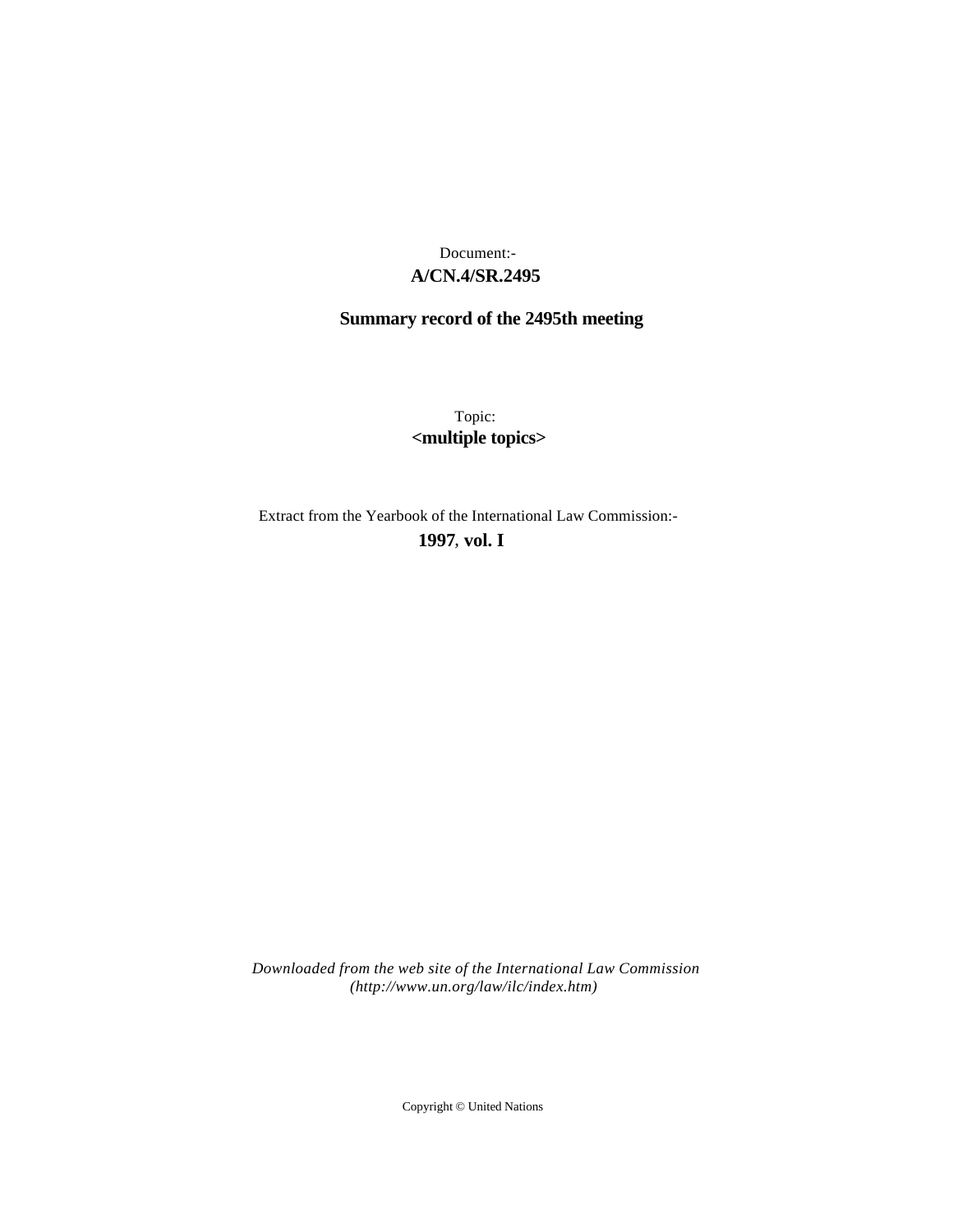Document:-

**A/CN.4/SR.2495**

**Summary record of the 2495th meeting**

Topic:

**<multiple topics>**

Extract from the Yearbook of the International Law Commission:-

**1997**, **vol. I**

*Downloaded from the web site of the International Law Commission (http://www.un.org/law/ilc/index.htm)*

Copyright © United Nations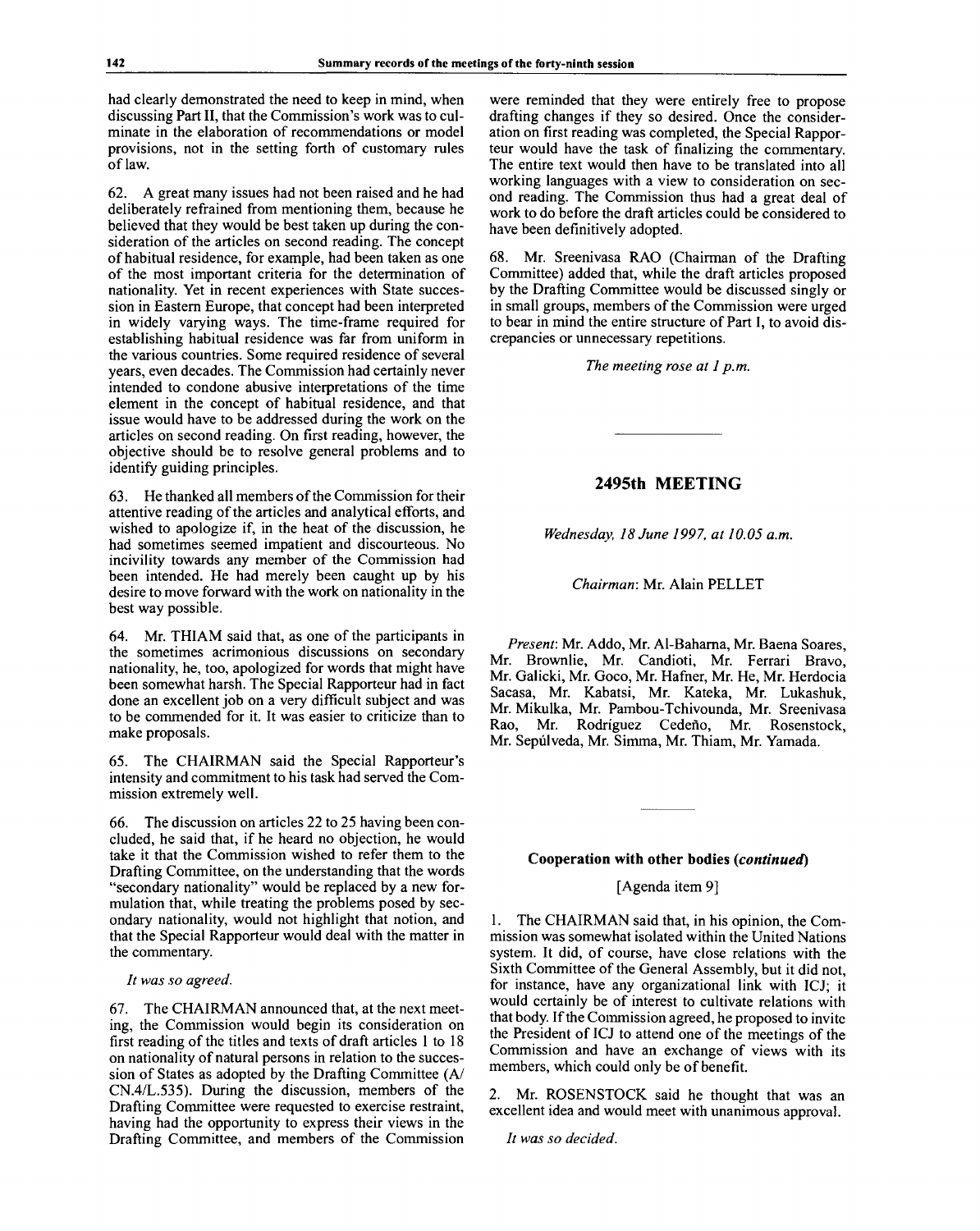had clearly demonstrated the need to keep in mind, when discussing Part II, that the Commission's work was to culminate in the elaboration of recommendations or model provisions, not in the setting forth of customary rules of law.

62. A great many issues had not been raised and he had deliberately refrained from mentioning them, because he believed that they would be best taken up during the consideration of the articles on second reading. The concept of habitual residence, for example, had been taken as one of the most important criteria for the determination of nationality. Yet in recent experiences with State succession in Eastern Europe, that concept had been interpreted in widely varying ways. The time-frame required for establishing habitual residence was far from uniform in the various countries. Some required residence of several years, even decades. The Commission had certainly never intended to condone abusive interpretations of the time element in the concept of habitual residence, and that issue would have to be addressed during the work on the articles on second reading. On first reading, however, the objective should be to resolve general problems and to identify guiding principles.

63. He thanked all members of the Commission for their attentive reading of the articles and analytical efforts, and wished to apologize if, in the heat of the discussion, he had sometimes seemed impatient and discourteous. No incivility towards any member of the Commission had been intended. He had merely been caught up by his desire to move forward with the work on nationality in the best way possible.

64. Mr. THIAM said that, as one of the participants in the sometimes acrimonious discussions on secondary nationality, he, too, apologized for words that might have been somewhat harsh. The Special Rapporteur had in fact done an excellent job on a very difficult subject and was to be commended for it. It was easier to criticize than to make proposals.

65. The CHAIRMAN said the Special Rapporteur's intensity and commitment to his task had served the Commission extremely well.

66. The discussion on articles 22 to 25 having been concluded, he said that, if he heard no objection, he would take it that the Commission wished to refer them to the Drafting Committee, on the understanding that the words "secondary nationality" would be replaced by a new formulation that, while treating the problems posed by secondary nationality, would not highlight that notion, and that the Special Rapporteur would deal with the matter in the commentary.

*It was so agreed.*

67. The CHAIRMAN announced that, at the next meeting, the Commission would begin its consideration on first reading of the titles and texts of draft articles 1 to 18 on nationality of natural persons in relation to the succession of States as adopted by the Drafting Committee (A/CN.4/L.535). During the discussion, members of the Drafting Committee were requested to exercise restraint, having had the opportunity to express their views in the Drafting Committee, and members of the Commission were reminded that they were entirely free to propose drafting changes if they so desired. Once the consideration on first reading was completed, the Special Rapporteur would have the task of finalizing the commentary. The entire text would then have to be translated into all working languages with a view to consideration on second reading. The Commission thus had a great deal of work to do before the draft articles could be considered to have been definitively adopted.

68. Mr. Sreenivasa RAO (Chairman of the Drafting Committee) added that, while the draft articles proposed by the Drafting Committee would be discussed singly or in small groups, members of the Commission were urged to bear in mind the entire structure of Part I, to avoid discrepancies or unnecessary repetitions.

*The meeting rose at 1 p.m.*

---

## 2495th MEETING

*Wednesday, 18 June 1997, at 10.05 a.m.*

*Chairman*: Mr. Alain PELLET

*Present*: Mr. Addo, Mr. Al-Baharna, Mr. Baena Soares, Mr. Brownlie, Mr. Candioti, Mr. Ferrari Bravo, Mr. Galicki, Mr. Goco, Mr. Hafner, Mr. He, Mr. Herdocia Sacasa, Mr. Kabatsi, Mr. Kateka, Mr. Lukashuk, Mr. Mikulka, Mr. Pambou-Tchivounda, Mr. Sreenivasa Rao, Mr. Rodríguez Cedeño, Mr. Rosenstock, Mr. Sepúlveda, Mr. Simma, Mr. Thiam, Mr. Yamada.

---

### Cooperation with other bodies (*continued*)

[Agenda item 9]

1. The CHAIRMAN said that, in his opinion, the Commission was somewhat isolated within the United Nations system. It did, of course, have close relations with the Sixth Committee of the General Assembly, but it did not, for instance, have any organizational link with ICJ; it would certainly be of interest to cultivate relations with that body. If the Commission agreed, he proposed to invite the President of ICJ to attend one of the meetings of the Commission and have an exchange of views with its members, which could only be of benefit.

2. Mr. ROSENSTOCK said he thought that was an excellent idea and would meet with unanimous approval.

*It was so decided.*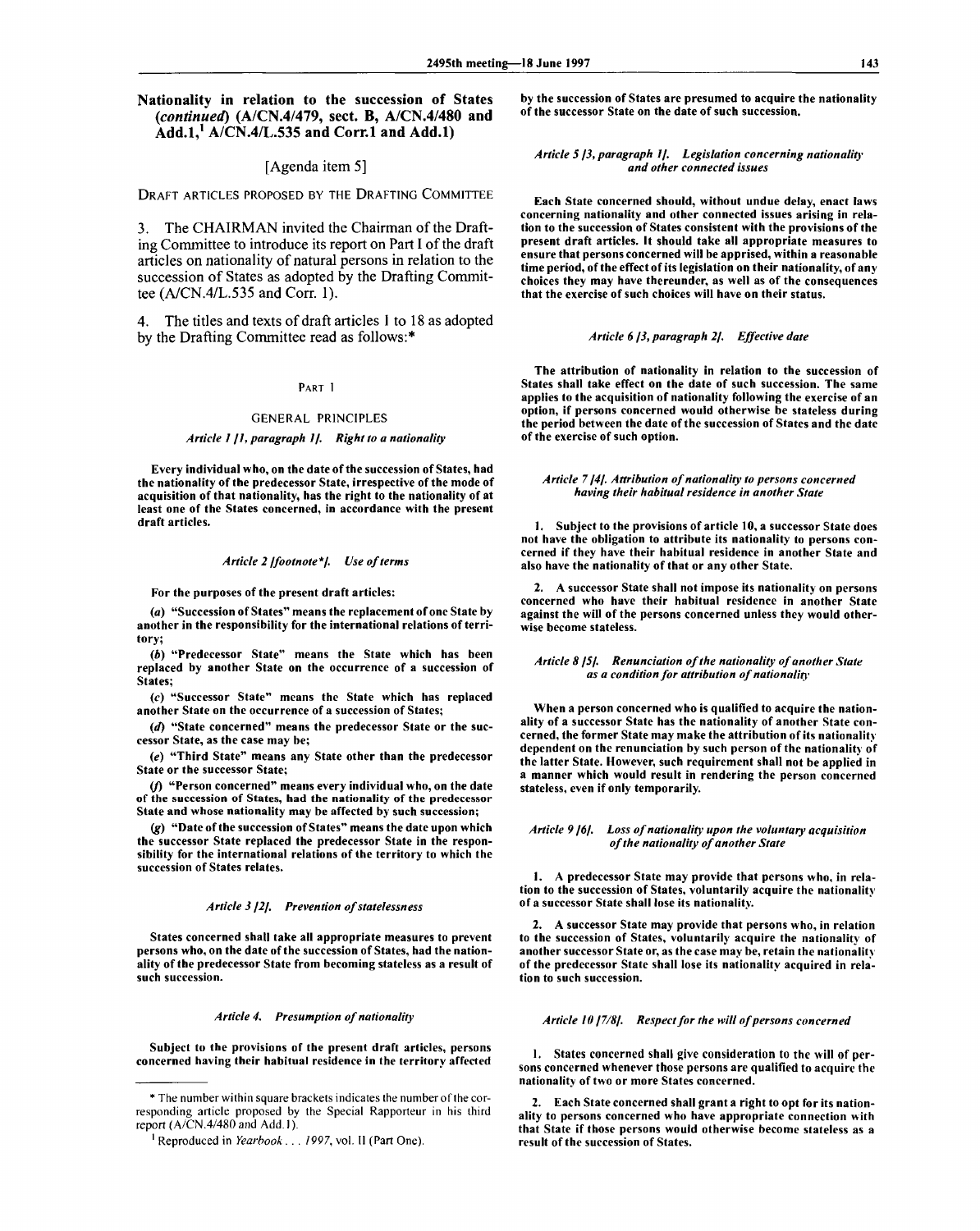## Nationality in relation to the succession of States *(continued)* (A/CN.4/479, sect. B, A/CN.4/480 and Add.1,[1] A/CN.4/L.535 and Corr.1 and Add.1)

[Agenda item 5]

DRAFT ARTICLES PROPOSED BY THE DRAFTING COMMITTEE

3. The CHAIRMAN invited the Chairman of the Drafting Committee to introduce its report on Part I of the draft articles on nationality of natural persons in relation to the succession of States as adopted by the Drafting Committee (A/CN.4/L.535 and Corr. 1).

4. The titles and texts of draft articles 1 to 18 as adopted by the Drafting Committee read as follows:*

PART I

GENERAL PRINCIPLES

*Article 1 [1, paragraph 1]. Right to a nationality*

**Every individual who, on the date of the succession of States, had the nationality of the predecessor State, irrespective of the mode of acquisition of that nationality, has the right to the nationality of at least one of the States concerned, in accordance with the present draft articles.**

*Article 2 [footnote*]. Use of terms*

**For the purposes of the present draft articles:**

**(*a*) "Succession of States" means the replacement of one State by another in the responsibility for the international relations of territory;**

**(*b*) "Predecessor State" means the State which has been replaced by another State on the occurrence of a succession of States;**

**(*c*) "Successor State" means the State which has replaced another State on the occurrence of a succession of States;**

**(*d*) "State concerned" means the predecessor State or the successor State, as the case may be;**

**(*e*) "Third State" means any State other than the predecessor State or the successor State;**

**(*f*) "Person concerned" means every individual who, on the date of the succession of States, had the nationality of the predecessor State and whose nationality may be affected by such succession;**

**(*g*) "Date of the succession of States" means the date upon which the successor State replaced the predecessor State in the responsibility for the international relations of the territory to which the succession of States relates.**

*Article 3 [2]. Prevention of statelessness*

**States concerned shall take all appropriate measures to prevent persons who, on the date of the succession of States, had the nationality of the predecessor State from becoming stateless as a result of such succession.**

*Article 4. Presumption of nationality*

**Subject to the provisions of the present draft articles, persons concerned having their habitual residence in the territory affected by the succession of States are presumed to acquire the nationality of the successor State on the date of such succession.**

*Article 5 [3, paragraph 1]. Legislation concerning nationality and other connected issues*

**Each State concerned should, without undue delay, enact laws concerning nationality and other connected issues arising in relation to the succession of States consistent with the provisions of the present draft articles. It should take all appropriate measures to ensure that persons concerned will be apprised, within a reasonable time period, of the effect of its legislation on their nationality, of any choices they may have thereunder, as well as of the consequences that the exercise of such choices will have on their status.**

*Article 6 [3, paragraph 2]. Effective date*

**The attribution of nationality in relation to the succession of States shall take effect on the date of such succession. The same applies to the acquisition of nationality following the exercise of an option, if persons concerned would otherwise be stateless during the period between the date of the succession of States and the date of the exercise of such option.**

*Article 7 [4]. Attribution of nationality to persons concerned having their habitual residence in another State*

**1. Subject to the provisions of article 10, a successor State does not have the obligation to attribute its nationality to persons concerned if they have their habitual residence in another State and also have the nationality of that or any other State.**

**2. A successor State shall not impose its nationality on persons concerned who have their habitual residence in another State against the will of the persons concerned unless they would otherwise become stateless.**

*Article 8 [5]. Renunciation of the nationality of another State as a condition for attribution of nationality*

**When a person concerned who is qualified to acquire the nationality of a successor State has the nationality of another State concerned, the former State may make the attribution of its nationality dependent on the renunciation by such person of the nationality of the latter State. However, such requirement shall not be applied in a manner which would result in rendering the person concerned stateless, even if only temporarily.**

*Article 9 [6]. Loss of nationality upon the voluntary acquisition of the nationality of another State*

**1. A predecessor State may provide that persons who, in relation to the succession of States, voluntarily acquire the nationality of a successor State shall lose its nationality.**

**2. A successor State may provide that persons who, in relation to the succession of States, voluntarily acquire the nationality of another successor State or, as the case may be, retain the nationality of the predecessor State shall lose its nationality acquired in relation to such succession.**

*Article 10 [7/8]. Respect for the will of persons concerned*

**1. States concerned shall give consideration to the will of persons concerned whenever those persons are qualified to acquire the nationality of two or more States concerned.**

**2. Each State concerned shall grant a right to opt for its nationality to persons concerned who have appropriate connection with that State if those persons would otherwise become stateless as a result of the succession of States.**

---

* The number within square brackets indicates the number of the corresponding article proposed by the Special Rapporteur in his third report (A/CN.4/480 and Add.1).

[1] Reproduced in *Yearbook . . . 1997*, vol. II (Part One).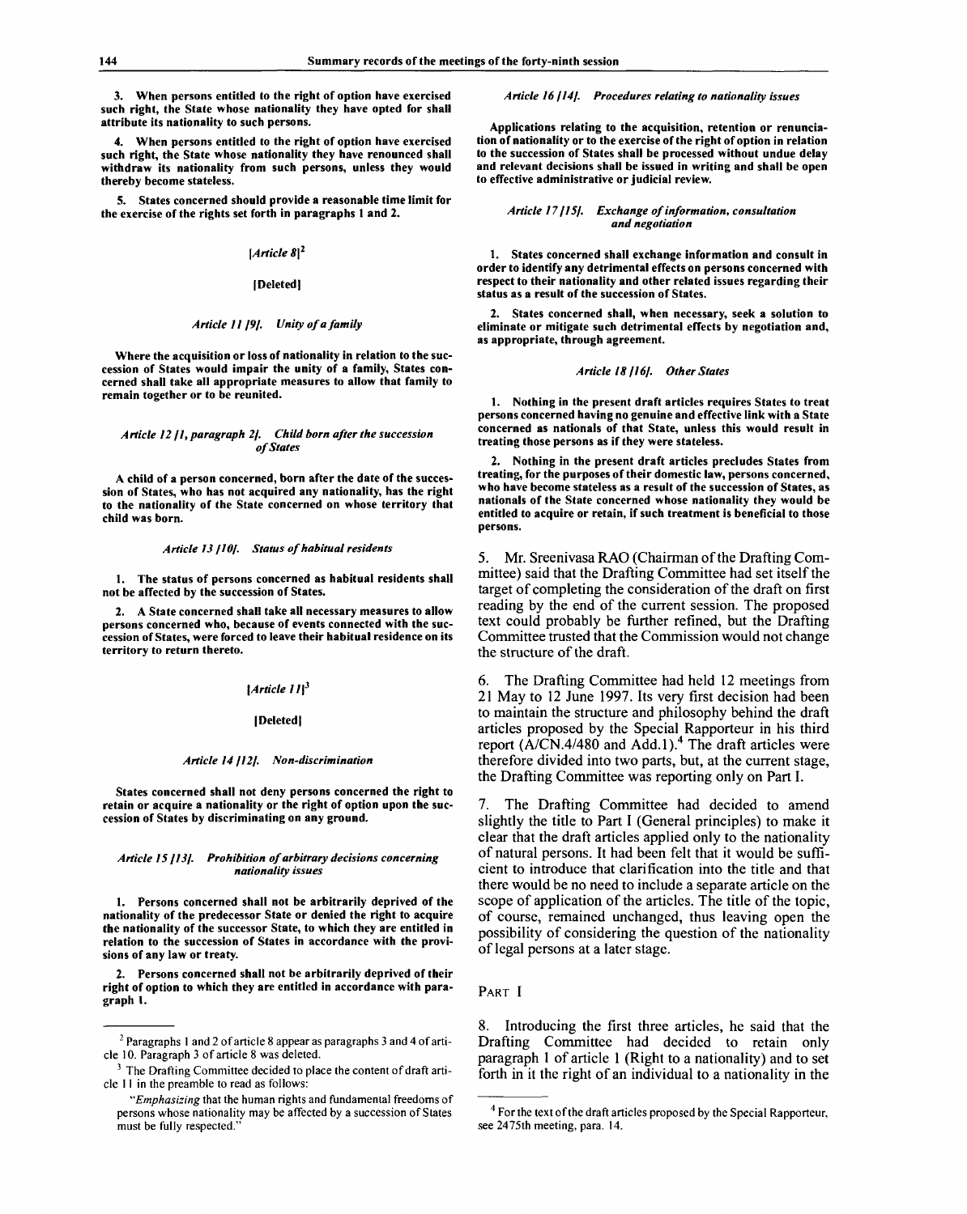**3. When persons entitled to the right of option have exercised such right, the State whose nationality they have opted for shall attribute its nationality to such persons.**

**4. When persons entitled to the right of option have exercised such right, the State whose nationality they have renounced shall withdraw its nationality from such persons, unless they would thereby become stateless.**

**5. States concerned should provide a reasonable time limit for the exercise of the rights set forth in paragraphs 1 and 2.**

*[Article 8]*[2]

**[Deleted]**

*Article 11 [9]. Unity of a family*

**Where the acquisition or loss of nationality in relation to the succession of States would impair the unity of a family, States concerned shall take all appropriate measures to allow that family to remain together or to be reunited.**

*Article 12 [1, paragraph 2]. Child born after the succession of States*

**A child of a person concerned, born after the date of the succession of States, who has not acquired any nationality, has the right to the nationality of the State concerned on whose territory that child was born.**

*Article 13 [10]. Status of habitual residents*

**1. The status of persons concerned as habitual residents shall not be affected by the succession of States.**

**2. A State concerned shall take all necessary measures to allow persons concerned who, because of events connected with the succession of States, were forced to leave their habitual residence on its territory to return thereto.**

*[Article 11]*[3]

**[Deleted]**

*Article 14 [12]. Non-discrimination*

**States concerned shall not deny persons concerned the right to retain or acquire a nationality or the right of option upon the succession of States by discriminating on any ground.**

*Article 15 [13]. Prohibition of arbitrary decisions concerning nationality issues*

**1. Persons concerned shall not be arbitrarily deprived of the nationality of the predecessor State or denied the right to acquire the nationality of the successor State, to which they are entitled in relation to the succession of States in accordance with the provisions of any law or treaty.**

**2. Persons concerned shall not be arbitrarily deprived of their right of option to which they are entitled in accordance with paragraph 1.**

*Article 16 [14]. Procedures relating to nationality issues*

**Applications relating to the acquisition, retention or renunciation of nationality or to the exercise of the right of option in relation to the succession of States shall be processed without undue delay and relevant decisions shall be issued in writing and shall be open to effective administrative or judicial review.**

*Article 17 [15]. Exchange of information, consultation and negotiation*

**1. States concerned shall exchange information and consult in order to identify any detrimental effects on persons concerned with respect to their nationality and other related issues regarding their status as a result of the succession of States.**

**2. States concerned shall, when necessary, seek a solution to eliminate or mitigate such detrimental effects by negotiation and, as appropriate, through agreement.**

*Article 18 [16]. Other States*

**1. Nothing in the present draft articles requires States to treat persons concerned having no genuine and effective link with a State concerned as nationals of that State, unless this would result in treating those persons as if they were stateless.**

**2. Nothing in the present draft articles precludes States from treating, for the purposes of their domestic law, persons concerned, who have become stateless as a result of the succession of States, as nationals of the State concerned whose nationality they would be entitled to acquire or retain, if such treatment is beneficial to those persons.**

5. Mr. Sreenivasa RAO (Chairman of the Drafting Committee) said that the Drafting Committee had set itself the target of completing the consideration of the draft on first reading by the end of the current session. The proposed text could probably be further refined, but the Drafting Committee trusted that the Commission would not change the structure of the draft.

6. The Drafting Committee had held 12 meetings from 21 May to 12 June 1997. Its very first decision had been to maintain the structure and philosophy behind the draft articles proposed by the Special Rapporteur in his third report (A/CN.4/480 and Add.1).[4] The draft articles were therefore divided into two parts, but, at the current stage, the Drafting Committee was reporting only on Part I.

7. The Drafting Committee had decided to amend slightly the title to Part I (General principles) to make it clear that the draft articles applied only to the nationality of natural persons. It had been felt that it would be sufficient to introduce that clarification into the title and that there would be no need to include a separate article on the scope of application of the articles. The title of the topic, of course, remained unchanged, thus leaving open the possibility of considering the question of the nationality of legal persons at a later stage.

PART I

8. Introducing the first three articles, he said that the Drafting Committee had decided to retain only paragraph 1 of article 1 (Right to a nationality) and to set forth in it the right of an individual to a nationality in the

---

[2] Paragraphs 1 and 2 of article 8 appear as paragraphs 3 and 4 of article 10. Paragraph 3 of article 8 was deleted.

[3] The Drafting Committee decided to place the content of draft article 11 in the preamble to read as follows:

"*Emphasizing* that the human rights and fundamental freedoms of persons whose nationality may be affected by a succession of States must be fully respected."

[4] For the text of the draft articles proposed by the Special Rapporteur, see 2475th meeting, para. 14.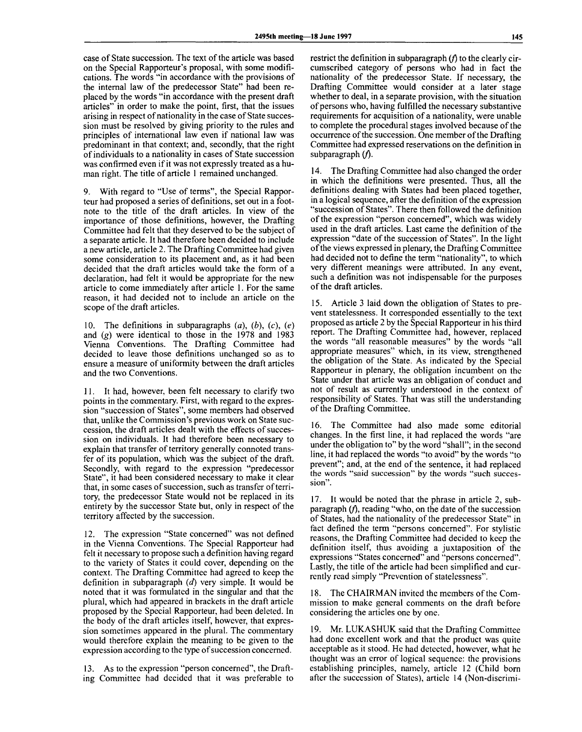case of State succession. The text of the article was based on the Special Rapporteur's proposal, with some modifications. The words "in accordance with the provisions of the internal law of the predecessor State" had been replaced by the words "in accordance with the present draft articles" in order to make the point, first, that the issues arising in respect of nationality in the case of State succession must be resolved by giving priority to the rules and principles of international law even if national law was predominant in that context; and, secondly, that the right of individuals to a nationality in cases of State succession was confirmed even if it was not expressly treated as a human right. The title of article 1 remained unchanged.

9. With regard to "Use of terms", the Special Rapporteur had proposed a series of definitions, set out in a footnote to the title of the draft articles. In view of the importance of those definitions, however, the Drafting Committee had felt that they deserved to be the subject of a separate article. It had therefore been decided to include a new article, article 2. The Drafting Committee had given some consideration to its placement and, as it had been decided that the draft articles would take the form of a declaration, had felt it would be appropriate for the new article to come immediately after article 1. For the same reason, it had decided not to include an article on the scope of the draft articles.

10. The definitions in subparagraphs (*a*), (*b*), (*c*), (*e*) and (*g*) were identical to those in the 1978 and 1983 Vienna Conventions. The Drafting Committee had decided to leave those definitions unchanged so as to ensure a measure of uniformity between the draft articles and the two Conventions.

11. It had, however, been felt necessary to clarify two points in the commentary. First, with regard to the expression "succession of States", some members had observed that, unlike the Commission's previous work on State succession, the draft articles dealt with the effects of succession on individuals. It had therefore been necessary to explain that transfer of territory generally connoted transfer of its population, which was the subject of the draft. Secondly, with regard to the expression "predecessor State", it had been considered necessary to make it clear that, in some cases of succession, such as transfer of territory, the predecessor State would not be replaced in its entirety by the successor State but, only in respect of the territory affected by the succession.

12. The expression "State concerned" was not defined in the Vienna Conventions. The Special Rapporteur had felt it necessary to propose such a definition having regard to the variety of States it could cover, depending on the context. The Drafting Committee had agreed to keep the definition in subparagraph (*d*) very simple. It would be noted that it was formulated in the singular and that the plural, which had appeared in brackets in the draft article proposed by the Special Rapporteur, had been deleted. In the body of the draft articles itself, however, that expression sometimes appeared in the plural. The commentary would therefore explain the meaning to be given to the expression according to the type of succession concerned.

13. As to the expression "person concerned", the Drafting Committee had decided that it was preferable to restrict the definition in subparagraph (*f*) to the clearly circumscribed category of persons who had in fact the nationality of the predecessor State. If necessary, the Drafting Committee would consider at a later stage whether to deal, in a separate provision, with the situation of persons who, having fulfilled the necessary substantive requirements for acquisition of a nationality, were unable to complete the procedural stages involved because of the occurrence of the succession. One member of the Drafting Committee had expressed reservations on the definition in subparagraph (*f*).

14. The Drafting Committee had also changed the order in which the definitions were presented. Thus, all the definitions dealing with States had been placed together, in a logical sequence, after the definition of the expression "succession of States". There then followed the definition of the expression "person concerned", which was widely used in the draft articles. Last came the definition of the expression "date of the succession of States". In the light of the views expressed in plenary, the Drafting Committee had decided not to define the term "nationality", to which very different meanings were attributed. In any event, such a definition was not indispensable for the purposes of the draft articles.

15. Article 3 laid down the obligation of States to prevent statelessness. It corresponded essentially to the text proposed as article 2 by the Special Rapporteur in his third report. The Drafting Committee had, however, replaced the words "all reasonable measures" by the words "all appropriate measures" which, in its view, strengthened the obligation of the State. As indicated by the Special Rapporteur in plenary, the obligation incumbent on the State under that article was an obligation of conduct and not of result as currently understood in the context of responsibility of States. That was still the understanding of the Drafting Committee.

16. The Committee had also made some editorial changes. In the first line, it had replaced the words "are under the obligation to" by the word "shall"; in the second line, it had replaced the words "to avoid" by the words "to prevent"; and, at the end of the sentence, it had replaced the words "said succession" by the words "such succession".

17. It would be noted that the phrase in article 2, subparagraph (*f*), reading "who, on the date of the succession of States, had the nationality of the predecessor State" in fact defined the term "persons concerned". For stylistic reasons, the Drafting Committee had decided to keep the definition itself, thus avoiding a juxtaposition of the expressions "States concerned" and "persons concerned". Lastly, the title of the article had been simplified and currently read simply "Prevention of statelessness".

18. The CHAIRMAN invited the members of the Commission to make general comments on the draft before considering the articles one by one.

19. Mr. LUKASHUK said that the Drafting Committee had done excellent work and that the product was quite acceptable as it stood. He had detected, however, what he thought was an error of logical sequence: the provisions establishing principles, namely, article 12 (Child born after the succession of States), article 14 (Non-discrimi-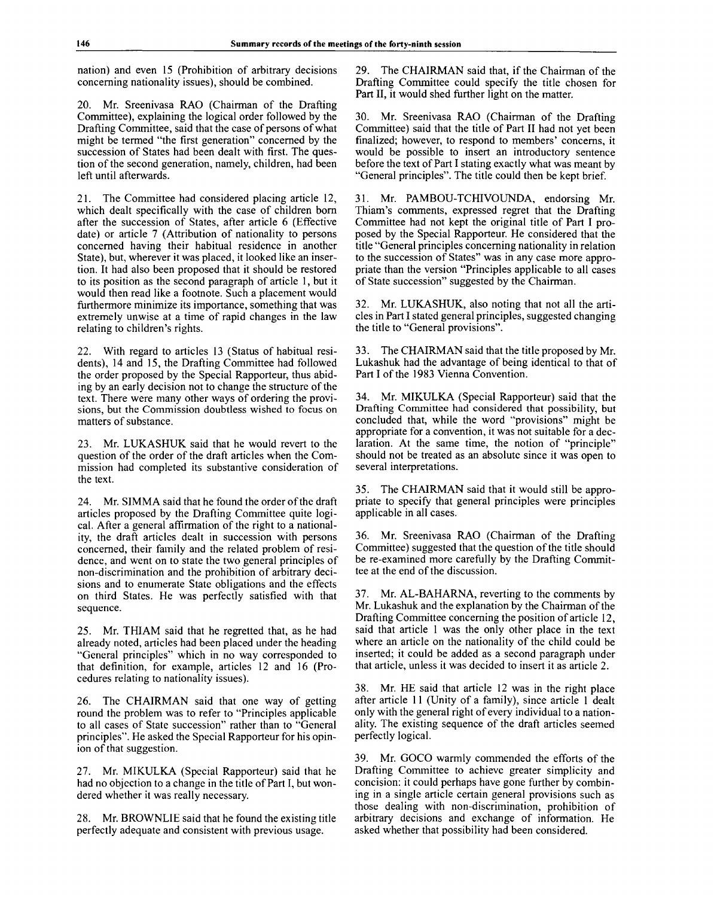nation) and even 15 (Prohibition of arbitrary decisions concerning nationality issues), should be combined.

20. Mr. Sreenivasa RAO (Chairman of the Drafting Committee), explaining the logical order followed by the Drafting Committee, said that the case of persons of what might be termed "the first generation" concerned by the succession of States had been dealt with first. The question of the second generation, namely, children, had been left until afterwards.

21. The Committee had considered placing article 12, which dealt specifically with the case of children born after the succession of States, after article 6 (Effective date) or article 7 (Attribution of nationality to persons concerned having their habitual residence in another State), but, wherever it was placed, it looked like an insertion. It had also been proposed that it should be restored to its position as the second paragraph of article 1, but it would then read like a footnote. Such a placement would furthermore minimize its importance, something that was extremely unwise at a time of rapid changes in the law relating to children's rights.

22. With regard to articles 13 (Status of habitual residents), 14 and 15, the Drafting Committee had followed the order proposed by the Special Rapporteur, thus abiding by an early decision not to change the structure of the text. There were many other ways of ordering the provisions, but the Commission doubtless wished to focus on matters of substance.

23. Mr. LUKASHUK said that he would revert to the question of the order of the draft articles when the Commission had completed its substantive consideration of the text.

24. Mr. SIMMA said that he found the order of the draft articles proposed by the Drafting Committee quite logical. After a general affirmation of the right to a nationality, the draft articles dealt in succession with persons concerned, their family and the related problem of residence, and went on to state the two general principles of non-discrimination and the prohibition of arbitrary decisions and to enumerate State obligations and the effects on third States. He was perfectly satisfied with that sequence.

25. Mr. THIAM said that he regretted that, as he had already noted, articles had been placed under the heading "General principles" which in no way corresponded to that definition, for example, articles 12 and 16 (Procedures relating to nationality issues).

26. The CHAIRMAN said that one way of getting round the problem was to refer to "Principles applicable to all cases of State succession" rather than to "General principles". He asked the Special Rapporteur for his opinion of that suggestion.

27. Mr. MIKULKA (Special Rapporteur) said that he had no objection to a change in the title of Part I, but wondered whether it was really necessary.

28. Mr. BROWNLIE said that he found the existing title perfectly adequate and consistent with previous usage.

29. The CHAIRMAN said that, if the Chairman of the Drafting Committee could specify the title chosen for Part II, it would shed further light on the matter.

30. Mr. Sreenivasa RAO (Chairman of the Drafting Committee) said that the title of Part II had not yet been finalized; however, to respond to members' concerns, it would be possible to insert an introductory sentence before the text of Part I stating exactly what was meant by "General principles". The title could then be kept brief.

31. Mr. PAMBOU-TCHIVOUNDA, endorsing Mr. Thiam's comments, expressed regret that the Drafting Committee had not kept the original title of Part I proposed by the Special Rapporteur. He considered that the title "General principles concerning nationality in relation to the succession of States" was in any case more appropriate than the version "Principles applicable to all cases of State succession" suggested by the Chairman.

32. Mr. LUKASHUK, also noting that not all the articles in Part I stated general principles, suggested changing the title to "General provisions".

33. The CHAIRMAN said that the title proposed by Mr. Lukashuk had the advantage of being identical to that of Part I of the 1983 Vienna Convention.

34. Mr. MIKULKA (Special Rapporteur) said that the Drafting Committee had considered that possibility, but concluded that, while the word "provisions" might be appropriate for a convention, it was not suitable for a declaration. At the same time, the notion of "principle" should not be treated as an absolute since it was open to several interpretations.

35. The CHAIRMAN said that it would still be appropriate to specify that general principles were principles applicable in all cases.

36. Mr. Sreenivasa RAO (Chairman of the Drafting Committee) suggested that the question of the title should be re-examined more carefully by the Drafting Committee at the end of the discussion.

37. Mr. AL-BAHARNA, reverting to the comments by Mr. Lukashuk and the explanation by the Chairman of the Drafting Committee concerning the position of article 12, said that article 1 was the only other place in the text where an article on the nationality of the child could be inserted; it could be added as a second paragraph under that article, unless it was decided to insert it as article 2.

38. Mr. HE said that article 12 was in the right place after article 11 (Unity of a family), since article 1 dealt only with the general right of every individual to a nationality. The existing sequence of the draft articles seemed perfectly logical.

39. Mr. GOCO warmly commended the efforts of the Drafting Committee to achieve greater simplicity and concision: it could perhaps have gone further by combining in a single article certain general provisions such as those dealing with non-discrimination, prohibition of arbitrary decisions and exchange of information. He asked whether that possibility had been considered.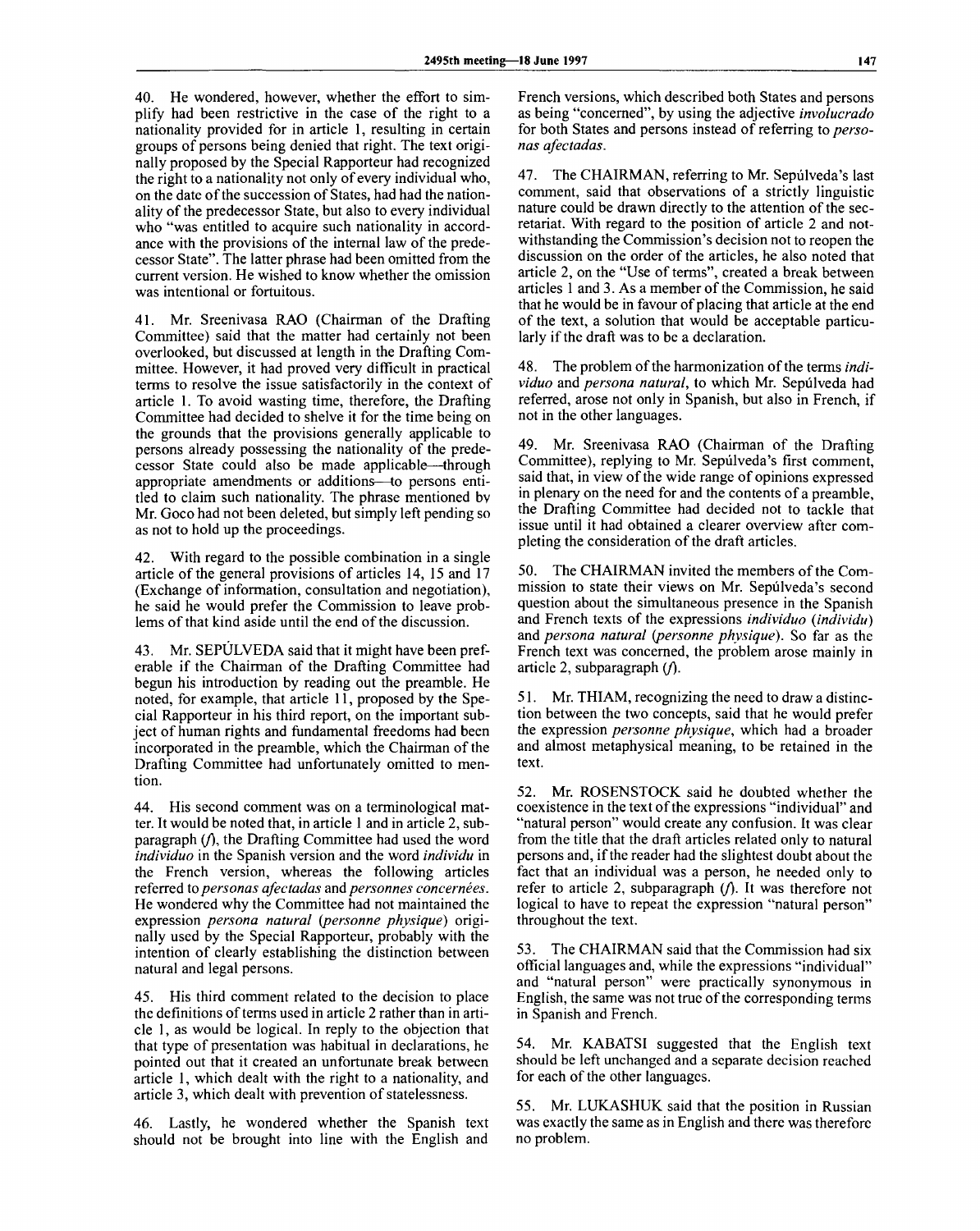40. He wondered, however, whether the effort to simplify had been restrictive in the case of the right to a nationality provided for in article 1, resulting in certain groups of persons being denied that right. The text originally proposed by the Special Rapporteur had recognized the right to a nationality not only of every individual who, on the date of the succession of States, had had the nationality of the predecessor State, but also to every individual who "was entitled to acquire such nationality in accordance with the provisions of the internal law of the predecessor State". The latter phrase had been omitted from the current version. He wished to know whether the omission was intentional or fortuitous.

41. Mr. Sreenivasa RAO (Chairman of the Drafting Committee) said that the matter had certainly not been overlooked, but discussed at length in the Drafting Committee. However, it had proved very difficult in practical terms to resolve the issue satisfactorily in the context of article 1. To avoid wasting time, therefore, the Drafting Committee had decided to shelve it for the time being on the grounds that the provisions generally applicable to persons already possessing the nationality of the predecessor State could also be made applicable—through appropriate amendments or additions—to persons entitled to claim such nationality. The phrase mentioned by Mr. Goco had not been deleted, but simply left pending so as not to hold up the proceedings.

42. With regard to the possible combination in a single article of the general provisions of articles 14, 15 and 17 (Exchange of information, consultation and negotiation), he said he would prefer the Commission to leave problems of that kind aside until the end of the discussion.

43. Mr. SEPÚLVEDA said that it might have been preferable if the Chairman of the Drafting Committee had begun his introduction by reading out the preamble. He noted, for example, that article 11, proposed by the Special Rapporteur in his third report, on the important subject of human rights and fundamental freedoms had been incorporated in the preamble, which the Chairman of the Drafting Committee had unfortunately omitted to mention.

44. His second comment was on a terminological matter. It would be noted that, in article 1 and in article 2, subparagraph (*f*), the Drafting Committee had used the word *individuo* in the Spanish version and the word *individu* in the French version, whereas the following articles referred to *personas afectadas* and *personnes concernées*. He wondered why the Committee had not maintained the expression *persona natural* (*personne physique*) originally used by the Special Rapporteur, probably with the intention of clearly establishing the distinction between natural and legal persons.

45. His third comment related to the decision to place the definitions of terms used in article 2 rather than in article 1, as would be logical. In reply to the objection that that type of presentation was habitual in declarations, he pointed out that it created an unfortunate break between article 1, which dealt with the right to a nationality, and article 3, which dealt with prevention of statelessness.

46. Lastly, he wondered whether the Spanish text should not be brought into line with the English and French versions, which described both States and persons as being "concerned", by using the adjective *involucrado* for both States and persons instead of referring to *personas afectadas*.

47. The CHAIRMAN, referring to Mr. Sepúlveda's last comment, said that observations of a strictly linguistic nature could be drawn directly to the attention of the secretariat. With regard to the position of article 2 and notwithstanding the Commission's decision not to reopen the discussion on the order of the articles, he also noted that article 2, on the "Use of terms", created a break between articles 1 and 3. As a member of the Commission, he said that he would be in favour of placing that article at the end of the text, a solution that would be acceptable particularly if the draft was to be a declaration.

48. The problem of the harmonization of the terms *individuo* and *persona natural*, to which Mr. Sepúlveda had referred, arose not only in Spanish, but also in French, if not in the other languages.

49. Mr. Sreenivasa RAO (Chairman of the Drafting Committee), replying to Mr. Sepúlveda's first comment, said that, in view of the wide range of opinions expressed in plenary on the need for and the contents of a preamble, the Drafting Committee had decided not to tackle that issue until it had obtained a clearer overview after completing the consideration of the draft articles.

50. The CHAIRMAN invited the members of the Commission to state their views on Mr. Sepúlveda's second question about the simultaneous presence in the Spanish and French texts of the expressions *individuo* (*individu*) and *persona natural* (*personne physique*). So far as the French text was concerned, the problem arose mainly in article 2, subparagraph (*f*).

51. Mr. THIAM, recognizing the need to draw a distinction between the two concepts, said that he would prefer the expression *personne physique*, which had a broader and almost metaphysical meaning, to be retained in the text.

52. Mr. ROSENSTOCK said he doubted whether the coexistence in the text of the expressions "individual" and "natural person" would create any confusion. It was clear from the title that the draft articles related only to natural persons and, if the reader had the slightest doubt about the fact that an individual was a person, he needed only to refer to article 2, subparagraph (*f*). It was therefore not logical to have to repeat the expression "natural person" throughout the text.

53. The CHAIRMAN said that the Commission had six official languages and, while the expressions "individual" and "natural person" were practically synonymous in English, the same was not true of the corresponding terms in Spanish and French.

54. Mr. KABATSI suggested that the English text should be left unchanged and a separate decision reached for each of the other languages.

55. Mr. LUKASHUK said that the position in Russian was exactly the same as in English and there was therefore no problem.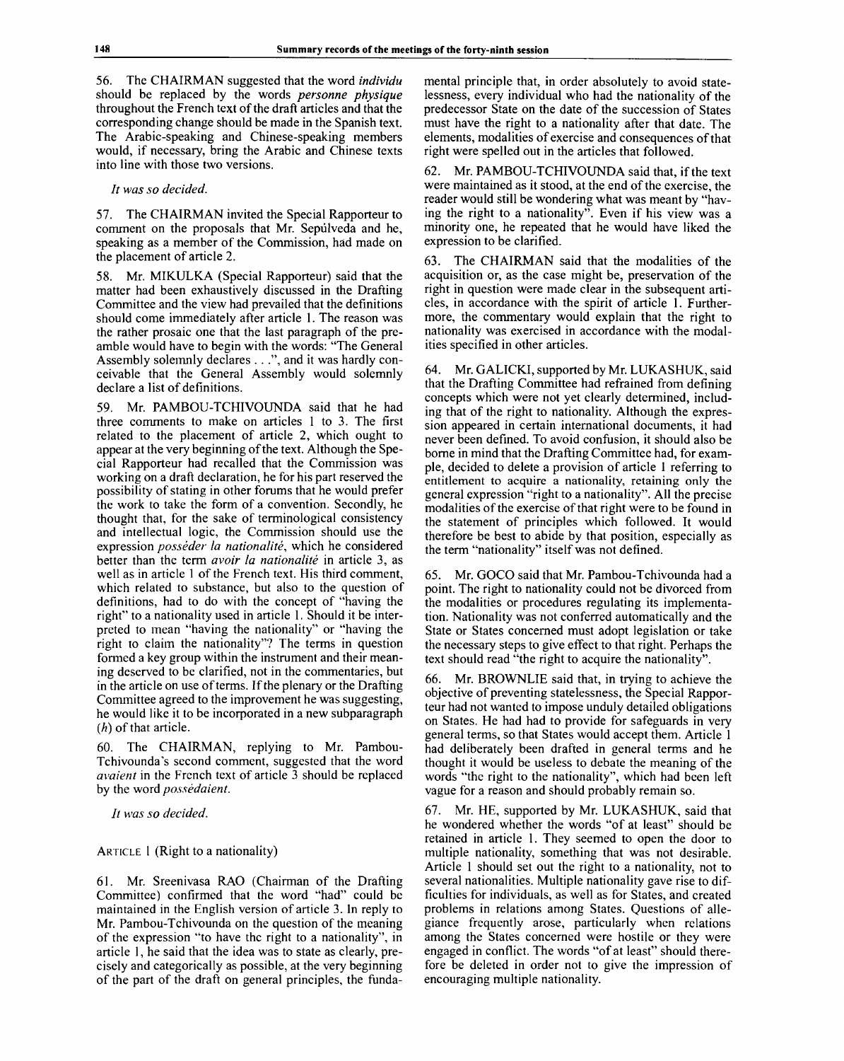56. The CHAIRMAN suggested that the word *individu* should be replaced by the words *personne physique* throughout the French text of the draft articles and that the corresponding change should be made in the Spanish text. The Arabic-speaking and Chinese-speaking members would, if necessary, bring the Arabic and Chinese texts into line with those two versions.

*It was so decided.*

57. The CHAIRMAN invited the Special Rapporteur to comment on the proposals that Mr. Sepúlveda and he, speaking as a member of the Commission, had made on the placement of article 2.

58. Mr. MIKULKA (Special Rapporteur) said that the matter had been exhaustively discussed in the Drafting Committee and the view had prevailed that the definitions should come immediately after article 1. The reason was the rather prosaic one that the last paragraph of the preamble would have to begin with the words: "The General Assembly solemnly declares . . .", and it was hardly conceivable that the General Assembly would solemnly declare a list of definitions.

59. Mr. PAMBOU-TCHIVOUNDA said that he had three comments to make on articles 1 to 3. The first related to the placement of article 2, which ought to appear at the very beginning of the text. Although the Special Rapporteur had recalled that the Commission was working on a draft declaration, he for his part reserved the possibility of stating in other forums that he would prefer the work to take the form of a convention. Secondly, he thought that, for the sake of terminological consistency and intellectual logic, the Commission should use the expression *posséder la nationalité*, which he considered better than the term *avoir la nationalité* in article 3, as well as in article 1 of the French text. His third comment, which related to substance, but also to the question of definitions, had to do with the concept of "having the right" to a nationality used in article 1. Should it be interpreted to mean "having the nationality" or "having the right to claim the nationality"? The terms in question formed a key group within the instrument and their meaning deserved to be clarified, not in the commentaries, but in the article on use of terms. If the plenary or the Drafting Committee agreed to the improvement he was suggesting, he would like it to be incorporated in a new subparagraph (*h*) of that article.

60. The CHAIRMAN, replying to Mr. Pambou-Tchivounda's second comment, suggested that the word *avaient* in the French text of article 3 should be replaced by the word *possédaient*.

*It was so decided.*

ARTICLE 1 (Right to a nationality)

61. Mr. Sreenivasa RAO (Chairman of the Drafting Committee) confirmed that the word "had" could be maintained in the English version of article 3. In reply to Mr. Pambou-Tchivounda on the question of the meaning of the expression "to have the right to a nationality", in article 1, he said that the idea was to state as clearly, precisely and categorically as possible, at the very beginning of the part of the draft on general principles, the fundamental principle that, in order absolutely to avoid statelessness, every individual who had the nationality of the predecessor State on the date of the succession of States must have the right to a nationality after that date. The elements, modalities of exercise and consequences of that right were spelled out in the articles that followed.

62. Mr. PAMBOU-TCHIVOUNDA said that, if the text were maintained as it stood, at the end of the exercise, the reader would still be wondering what was meant by "having the right to a nationality". Even if his view was a minority one, he repeated that he would have liked the expression to be clarified.

63. The CHAIRMAN said that the modalities of the acquisition or, as the case might be, preservation of the right in question were made clear in the subsequent articles, in accordance with the spirit of article 1. Furthermore, the commentary would explain that the right to nationality was exercised in accordance with the modalities specified in other articles.

64. Mr. GALICKI, supported by Mr. LUKASHUK, said that the Drafting Committee had refrained from defining concepts which were not yet clearly determined, including that of the right to nationality. Although the expression appeared in certain international documents, it had never been defined. To avoid confusion, it should also be borne in mind that the Drafting Committee had, for example, decided to delete a provision of article 1 referring to entitlement to acquire a nationality, retaining only the general expression "right to a nationality". All the precise modalities of the exercise of that right were to be found in the statement of principles which followed. It would therefore be best to abide by that position, especially as the term "nationality" itself was not defined.

65. Mr. GOCO said that Mr. Pambou-Tchivounda had a point. The right to nationality could not be divorced from the modalities or procedures regulating its implementation. Nationality was not conferred automatically and the State or States concerned must adopt legislation or take the necessary steps to give effect to that right. Perhaps the text should read "the right to acquire the nationality".

66. Mr. BROWNLIE said that, in trying to achieve the objective of preventing statelessness, the Special Rapporteur had not wanted to impose unduly detailed obligations on States. He had had to provide for safeguards in very general terms, so that States would accept them. Article 1 had deliberately been drafted in general terms and he thought it would be useless to debate the meaning of the words "the right to the nationality", which had been left vague for a reason and should probably remain so.

67. Mr. HE, supported by Mr. LUKASHUK, said that he wondered whether the words "of at least" should be retained in article 1. They seemed to open the door to multiple nationality, something that was not desirable. Article 1 should set out the right to a nationality, not to several nationalities. Multiple nationality gave rise to difficulties for individuals, as well as for States, and created problems in relations among States. Questions of allegiance frequently arose, particularly when relations among the States concerned were hostile or they were engaged in conflict. The words "of at least" should therefore be deleted in order not to give the impression of encouraging multiple nationality.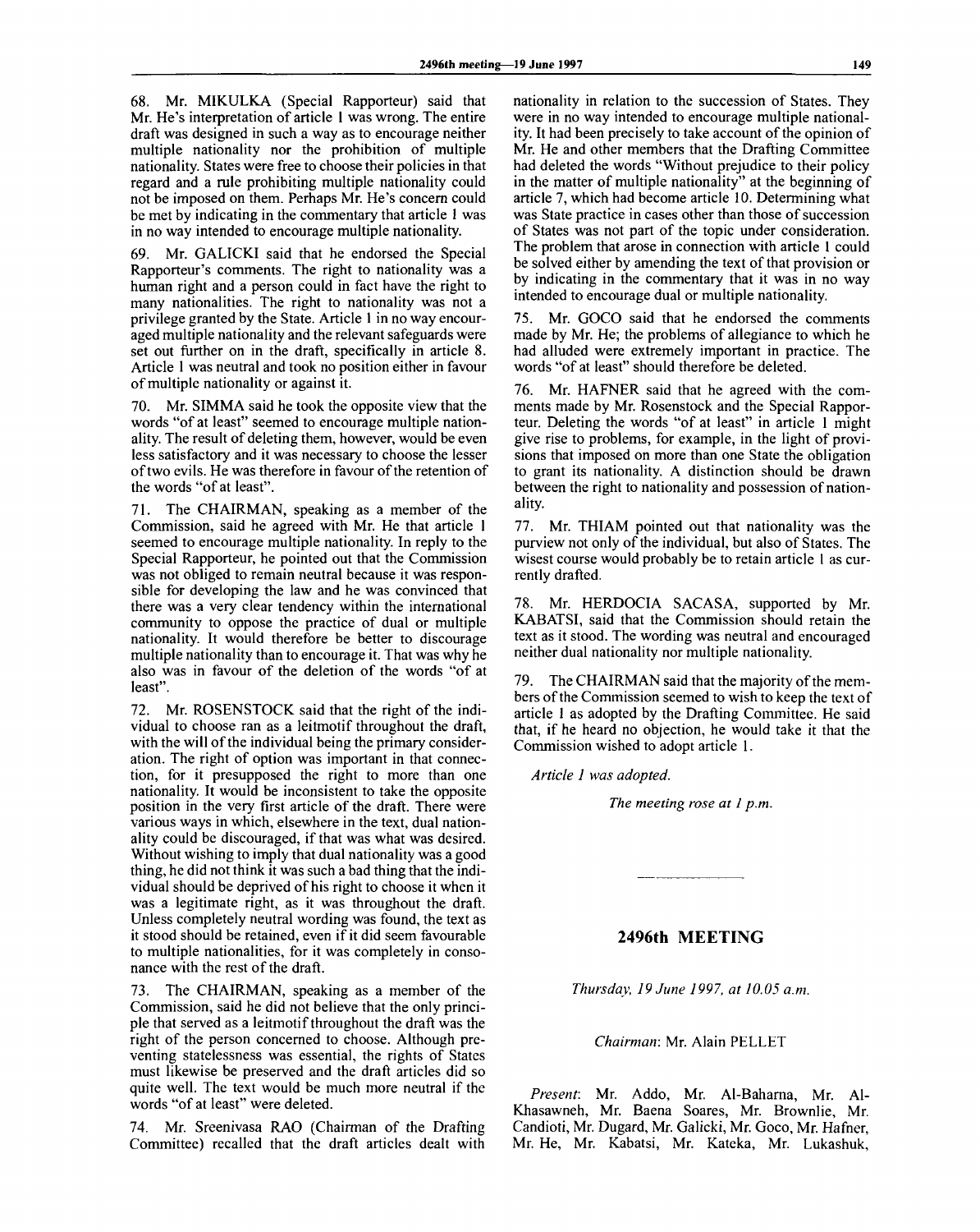68. Mr. MIKULKA (Special Rapporteur) said that Mr. He's interpretation of article 1 was wrong. The entire draft was designed in such a way as to encourage neither multiple nationality nor the prohibition of multiple nationality. States were free to choose their policies in that regard and a rule prohibiting multiple nationality could not be imposed on them. Perhaps Mr. He's concern could be met by indicating in the commentary that article 1 was in no way intended to encourage multiple nationality.

69. Mr. GALICKI said that he endorsed the Special Rapporteur's comments. The right to nationality was a human right and a person could in fact have the right to many nationalities. The right to nationality was not a privilege granted by the State. Article 1 in no way encouraged multiple nationality and the relevant safeguards were set out further on in the draft, specifically in article 8. Article 1 was neutral and took no position either in favour of multiple nationality or against it.

70. Mr. SIMMA said he took the opposite view that the words "of at least" seemed to encourage multiple nationality. The result of deleting them, however, would be even less satisfactory and it was necessary to choose the lesser of two evils. He was therefore in favour of the retention of the words "of at least".

71. The CHAIRMAN, speaking as a member of the Commission, said he agreed with Mr. He that article 1 seemed to encourage multiple nationality. In reply to the Special Rapporteur, he pointed out that the Commission was not obliged to remain neutral because it was responsible for developing the law and he was convinced that there was a very clear tendency within the international community to oppose the practice of dual or multiple nationality. It would therefore be better to discourage multiple nationality than to encourage it. That was why he also was in favour of the deletion of the words "of at least".

72. Mr. ROSENSTOCK said that the right of the individual to choose ran as a leitmotif throughout the draft, with the will of the individual being the primary consideration. The right of option was important in that connection, for it presupposed the right to more than one nationality. It would be inconsistent to take the opposite position in the very first article of the draft. There were various ways in which, elsewhere in the text, dual nationality could be discouraged, if that was what was desired. Without wishing to imply that dual nationality was a good thing, he did not think it was such a bad thing that the individual should be deprived of his right to choose it when it was a legitimate right, as it was throughout the draft. Unless completely neutral wording was found, the text as it stood should be retained, even if it did seem favourable to multiple nationalities, for it was completely in consonance with the rest of the draft.

73. The CHAIRMAN, speaking as a member of the Commission, said he did not believe that the only principle that served as a leitmotif throughout the draft was the right of the person concerned to choose. Although preventing statelessness was essential, the rights of States must likewise be preserved and the draft articles did so quite well. The text would be much more neutral if the words "of at least" were deleted.

74. Mr. Sreenivasa RAO (Chairman of the Drafting Committee) recalled that the draft articles dealt with nationality in relation to the succession of States. They were in no way intended to encourage multiple nationality. It had been precisely to take account of the opinion of Mr. He and other members that the Drafting Committee had deleted the words "Without prejudice to their policy in the matter of multiple nationality" at the beginning of article 7, which had become article 10. Determining what was State practice in cases other than those of succession of States was not part of the topic under consideration. The problem that arose in connection with article 1 could be solved either by amending the text of that provision or by indicating in the commentary that it was in no way intended to encourage dual or multiple nationality.

75. Mr. GOCO said that he endorsed the comments made by Mr. He; the problems of allegiance to which he had alluded were extremely important in practice. The words "of at least" should therefore be deleted.

76. Mr. HAFNER said that he agreed with the comments made by Mr. Rosenstock and the Special Rapporteur. Deleting the words "of at least" in article 1 might give rise to problems, for example, in the light of provisions that imposed on more than one State the obligation to grant its nationality. A distinction should be drawn between the right to nationality and possession of nationality.

77. Mr. THIAM pointed out that nationality was the purview not only of the individual, but also of States. The wisest course would probably be to retain article 1 as currently drafted.

78. Mr. HERDOCIA SACASA, supported by Mr. KABATSI, said that the Commission should retain the text as it stood. The wording was neutral and encouraged neither dual nationality nor multiple nationality.

79. The CHAIRMAN said that the majority of the members of the Commission seemed to wish to keep the text of article 1 as adopted by the Drafting Committee. He said that, if he heard no objection, he would take it that the Commission wished to adopt article 1.

*Article 1 was adopted.*

*The meeting rose at 1 p.m.*

---

## 2496th MEETING

*Thursday, 19 June 1997, at 10.05 a.m.*

*Chairman*: Mr. Alain PELLET

*Present*: Mr. Addo, Mr. Al-Baharna, Mr. Al-Khasawneh, Mr. Baena Soares, Mr. Brownlie, Mr. Candioti, Mr. Dugard, Mr. Galicki, Mr. Goco, Mr. Hafner, Mr. He, Mr. Kabatsi, Mr. Kateka, Mr. Lukashuk,